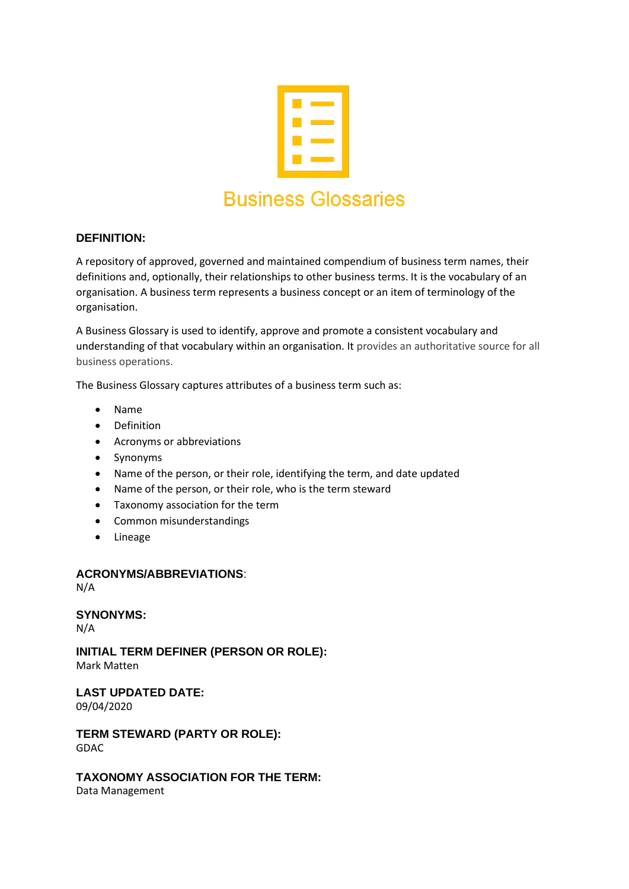# Business Glossaries

## DEFINITION:

A repository of approved, governed and maintained compendium of business term names, their definitions and, optionally, their relationships to other business terms. It is the vocabulary of an organisation. A business term represents a business concept or an item of terminology of the organisation.

A Business Glossary is used to identify, approve and promote a consistent vocabulary and understanding of that vocabulary within an organisation. It provides an authoritative source for all business operations.

The Business Glossary captures attributes of a business term such as:

- Name
- Definition
- Acronyms or abbreviations
- Synonyms
- Name of the person, or their role, identifying the term, and date updated
- Name of the person, or their role, who is the term steward
- Taxonomy association for the term
- Common misunderstandings
- Lineage

## ACRONYMS/ABBREVIATIONS:

N/A

## SYNONYMS:

N/A

## INITIAL TERM DEFINER (PERSON OR ROLE):

Mark Matten

## LAST UPDATED DATE:

09/04/2020

## TERM STEWARD (PARTY OR ROLE):

GDAC

## TAXONOMY ASSOCIATION FOR THE TERM:

Data Management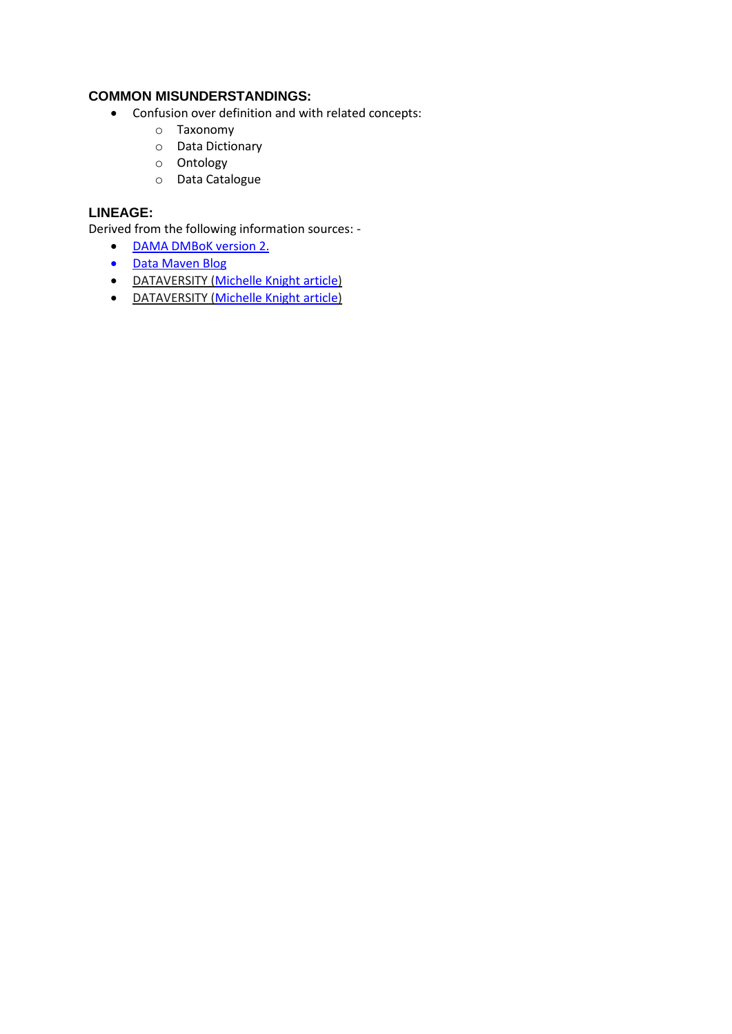## COMMON MISUNDERSTANDINGS:

- Confusion over definition and with related concepts:
  - Taxonomy
  - Data Dictionary
  - Ontology
  - Data Catalogue

## LINEAGE:

Derived from the following information sources: -

- DAMA DMBoK version 2.
- Data Maven Blog
- DATAVERSITY (Michelle Knight article)
- DATAVERSITY (Michelle Knight article)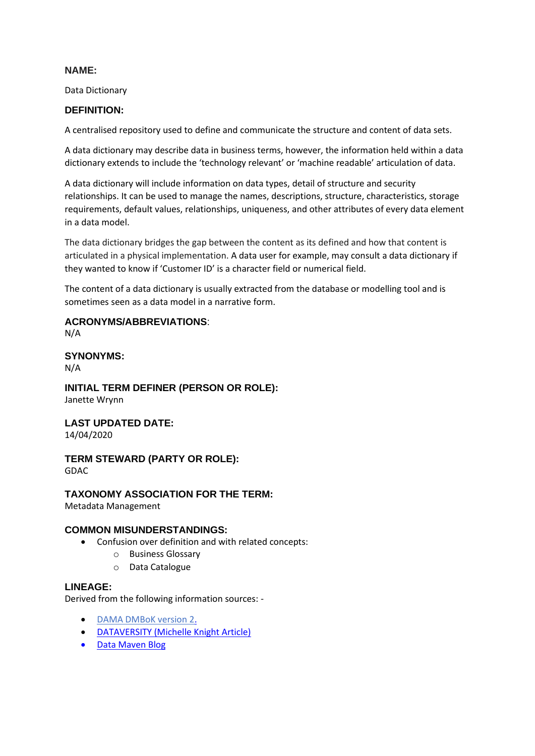**NAME:**

Data Dictionary

**DEFINITION:**

A centralised repository used to define and communicate the structure and content of data sets.

A data dictionary may describe data in business terms, however, the information held within a data dictionary extends to include the 'technology relevant' or 'machine readable' articulation of data.

A data dictionary will include information on data types, detail of structure and security relationships. It can be used to manage the names, descriptions, structure, characteristics, storage requirements, default values, relationships, uniqueness, and other attributes of every data element in a data model.

The data dictionary bridges the gap between the content as its defined and how that content is articulated in a physical implementation. A data user for example, may consult a data dictionary if they wanted to know if 'Customer ID' is a character field or numerical field.

The content of a data dictionary is usually extracted from the database or modelling tool and is sometimes seen as a data model in a narrative form.

**ACRONYMS/ABBREVIATIONS**:
N/A

**SYNONYMS:**
N/A

**INITIAL TERM DEFINER (PERSON OR ROLE):**
Janette Wrynn

**LAST UPDATED DATE:**
14/04/2020

**TERM STEWARD (PARTY OR ROLE):**
GDAC

**TAXONOMY ASSOCIATION FOR THE TERM:**
Metadata Management

**COMMON MISUNDERSTANDINGS:**

- Confusion over definition and with related concepts:
  - Business Glossary
  - Data Catalogue

**LINEAGE:**
Derived from the following information sources: -

- DAMA DMBoK version 2.
- DATAVERSITY (Michelle Knight Article)
- Data Maven Blog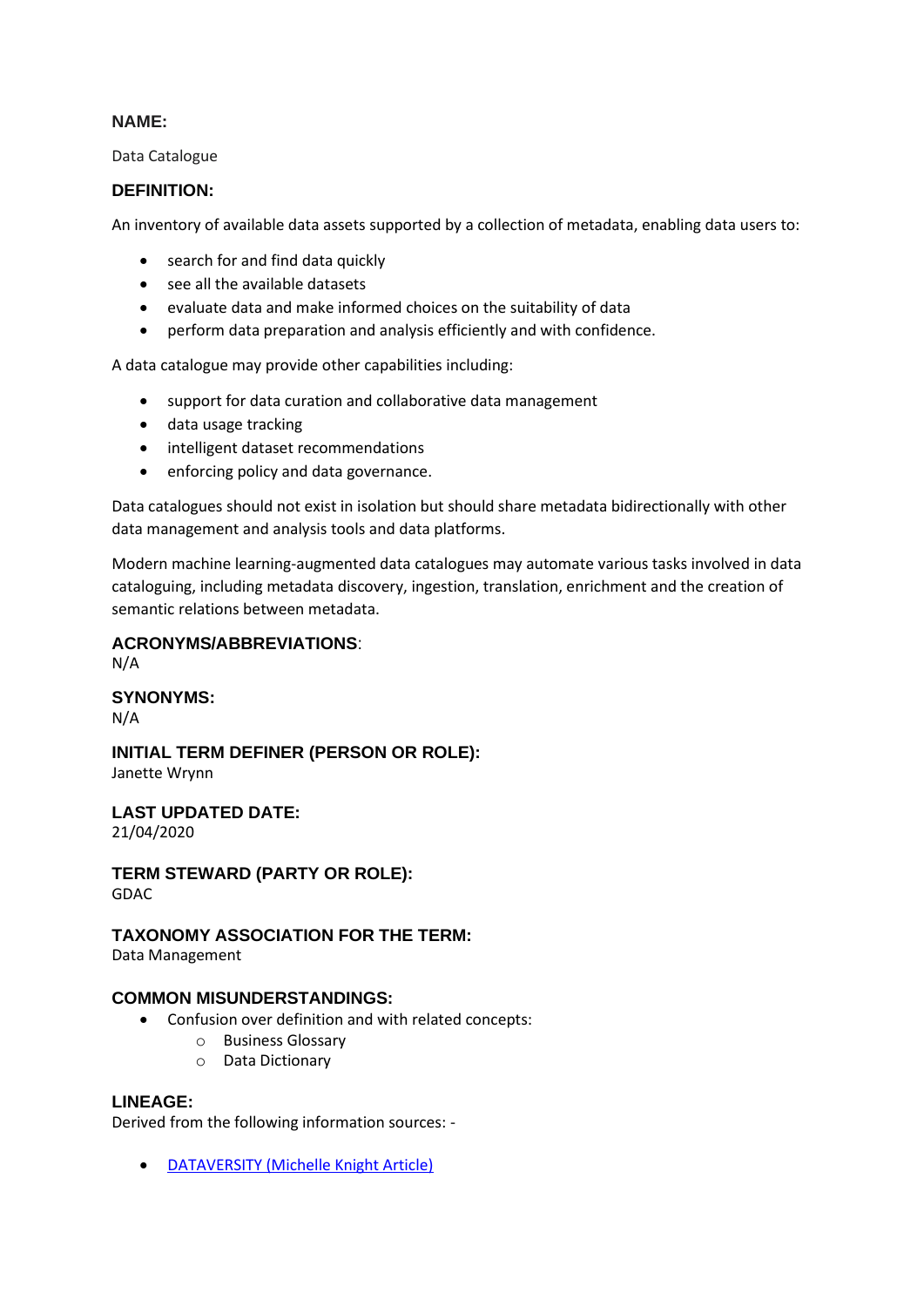## NAME:

Data Catalogue

## DEFINITION:

An inventory of available data assets supported by a collection of metadata, enabling data users to:

- search for and find data quickly
- see all the available datasets
- evaluate data and make informed choices on the suitability of data
- perform data preparation and analysis efficiently and with confidence.

A data catalogue may provide other capabilities including:

- support for data curation and collaborative data management
- data usage tracking
- intelligent dataset recommendations
- enforcing policy and data governance.

Data catalogues should not exist in isolation but should share metadata bidirectionally with other data management and analysis tools and data platforms.

Modern machine learning-augmented data catalogues may automate various tasks involved in data cataloguing, including metadata discovery, ingestion, translation, enrichment and the creation of semantic relations between metadata.

## ACRONYMS/ABBREVIATIONS:

N/A

## SYNONYMS:

N/A

## INITIAL TERM DEFINER (PERSON OR ROLE):

Janette Wrynn

## LAST UPDATED DATE:

21/04/2020

## TERM STEWARD (PARTY OR ROLE):

GDAC

## TAXONOMY ASSOCIATION FOR THE TERM:

Data Management

## COMMON MISUNDERSTANDINGS:

- Confusion over definition and with related concepts:
  - Business Glossary
  - Data Dictionary

## LINEAGE:

Derived from the following information sources: -

- DATAVERSITY (Michelle Knight Article)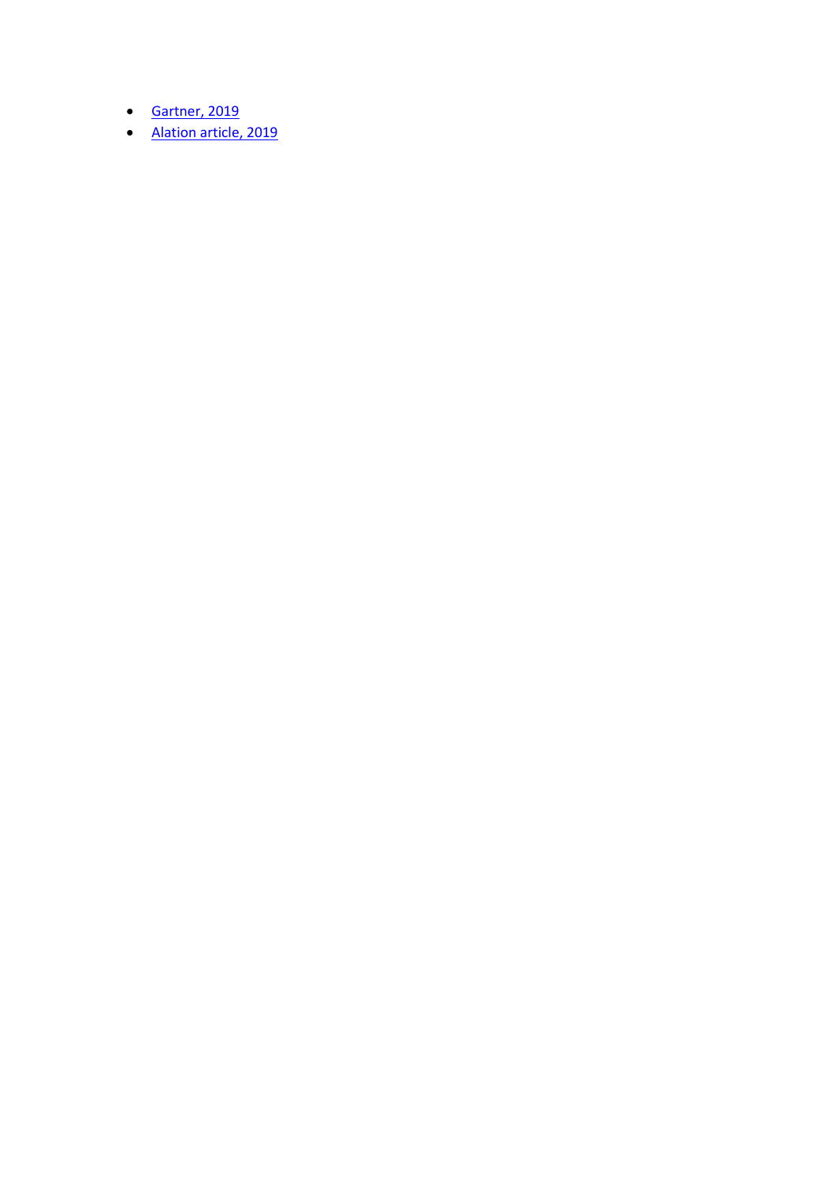- [Gartner, 2019]
- [Alation article, 2019]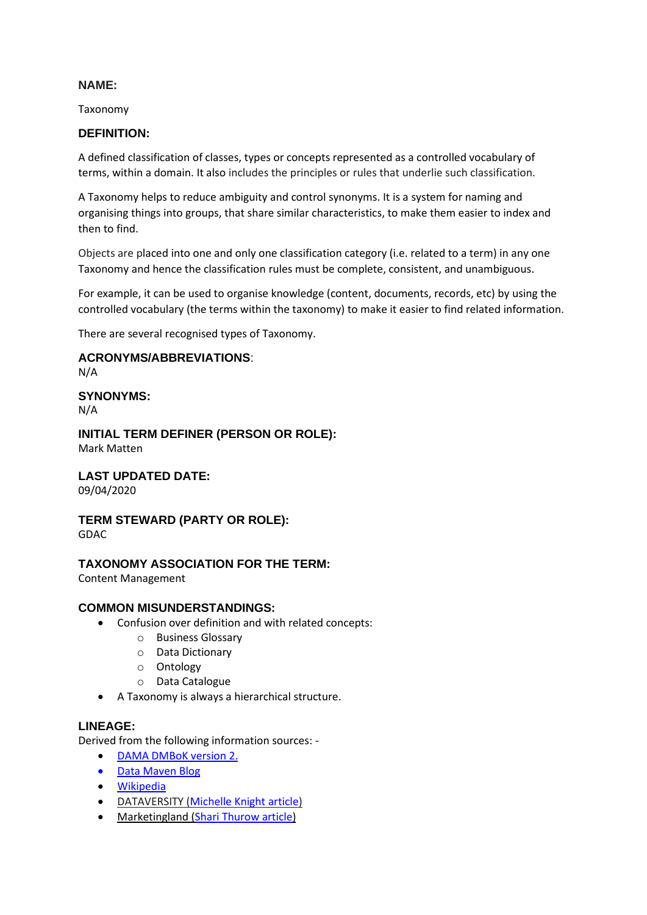**NAME:**

Taxonomy

**DEFINITION:**

A defined classification of classes, types or concepts represented as a controlled vocabulary of terms, within a domain. It also includes the principles or rules that underlie such classification.

A Taxonomy helps to reduce ambiguity and control synonyms. It is a system for naming and organising things into groups, that share similar characteristics, to make them easier to index and then to find.

Objects are placed into one and only one classification category (i.e. related to a term) in any one Taxonomy and hence the classification rules must be complete, consistent, and unambiguous.

For example, it can be used to organise knowledge (content, documents, records, etc) by using the controlled vocabulary (the terms within the taxonomy) to make it easier to find related information.

There are several recognised types of Taxonomy.

**ACRONYMS/ABBREVIATIONS**:
N/A

**SYNONYMS:**
N/A

**INITIAL TERM DEFINER (PERSON OR ROLE):**
Mark Matten

**LAST UPDATED DATE:**
09/04/2020

**TERM STEWARD (PARTY OR ROLE):**
GDAC

**TAXONOMY ASSOCIATION FOR THE TERM:**
Content Management

**COMMON MISUNDERSTANDINGS:**

- Confusion over definition and with related concepts:
  - Business Glossary
  - Data Dictionary
  - Ontology
  - Data Catalogue
- A Taxonomy is always a hierarchical structure.

**LINEAGE:**
Derived from the following information sources: -

- DAMA DMBoK version 2.
- Data Maven Blog
- Wikipedia
- DATAVERSITY (Michelle Knight article)
- Marketingland (Shari Thurow article)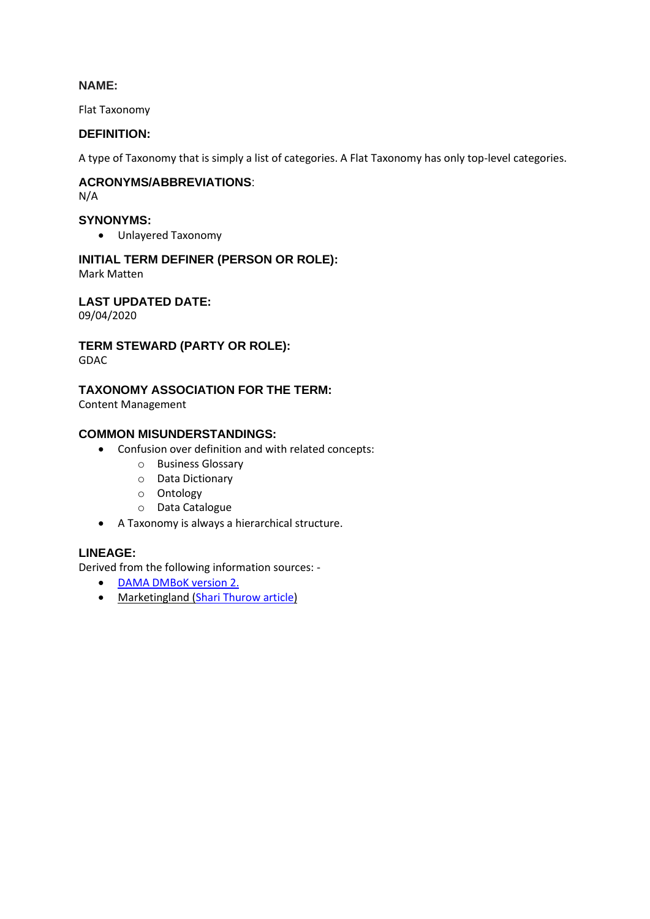## NAME:

Flat Taxonomy

## DEFINITION:

A type of Taxonomy that is simply a list of categories. A Flat Taxonomy has only top-level categories.

## ACRONYMS/ABBREVIATIONS:

N/A

## SYNONYMS:

- Unlayered Taxonomy

## INITIAL TERM DEFINER (PERSON OR ROLE):

Mark Matten

## LAST UPDATED DATE:

09/04/2020

## TERM STEWARD (PARTY OR ROLE):

GDAC

## TAXONOMY ASSOCIATION FOR THE TERM:

Content Management

## COMMON MISUNDERSTANDINGS:

- Confusion over definition and with related concepts:
  - Business Glossary
  - Data Dictionary
  - Ontology
  - Data Catalogue
- A Taxonomy is always a hierarchical structure.

## LINEAGE:

Derived from the following information sources: -

- DAMA DMBoK version 2.
- Marketingland (Shari Thurow article)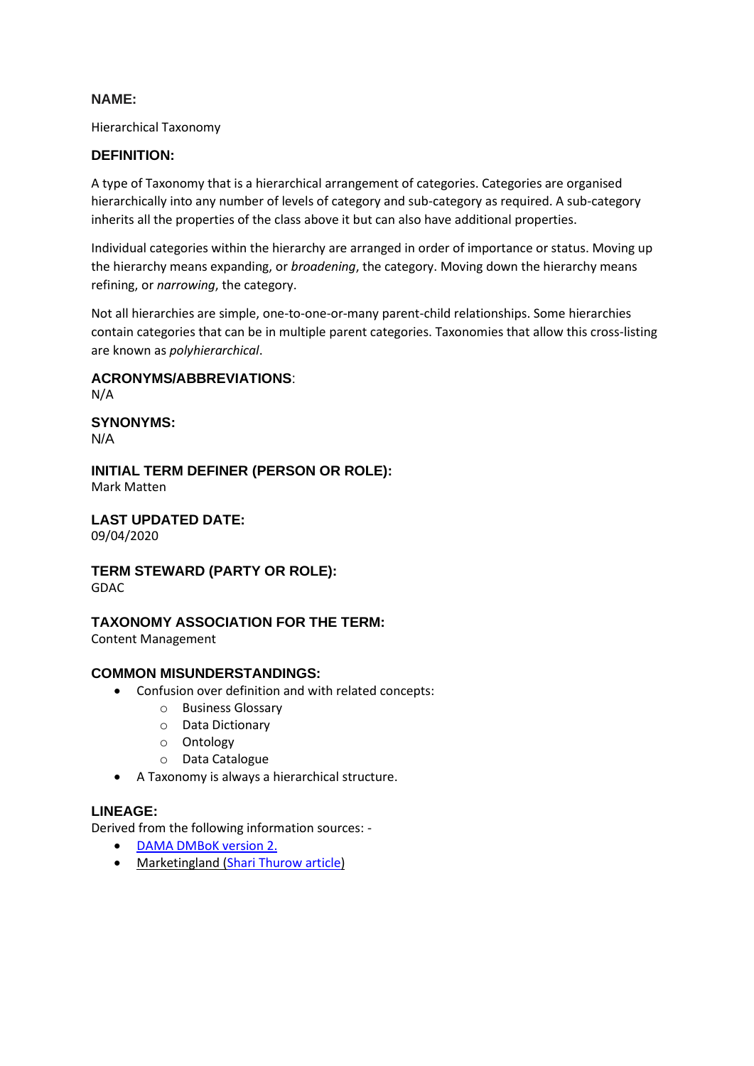**NAME:**

Hierarchical Taxonomy

**DEFINITION:**

A type of Taxonomy that is a hierarchical arrangement of categories. Categories are organised hierarchically into any number of levels of category and sub-category as required. A sub-category inherits all the properties of the class above it but can also have additional properties.

Individual categories within the hierarchy are arranged in order of importance or status. Moving up the hierarchy means expanding, or *broadening*, the category. Moving down the hierarchy means refining, or *narrowing*, the category.

Not all hierarchies are simple, one-to-one-or-many parent-child relationships. Some hierarchies contain categories that can be in multiple parent categories. Taxonomies that allow this cross-listing are known as *polyhierarchical*.

**ACRONYMS/ABBREVIATIONS**:
N/A

**SYNONYMS:**
N/A

**INITIAL TERM DEFINER (PERSON OR ROLE):**
Mark Matten

**LAST UPDATED DATE:**
09/04/2020

**TERM STEWARD (PARTY OR ROLE):**
GDAC

**TAXONOMY ASSOCIATION FOR THE TERM:**
Content Management

**COMMON MISUNDERSTANDINGS:**

- Confusion over definition and with related concepts:
  - Business Glossary
  - Data Dictionary
  - Ontology
  - Data Catalogue
- A Taxonomy is always a hierarchical structure.

**LINEAGE:**
Derived from the following information sources: -

- DAMA DMBoK version 2.
- Marketingland (Shari Thurow article)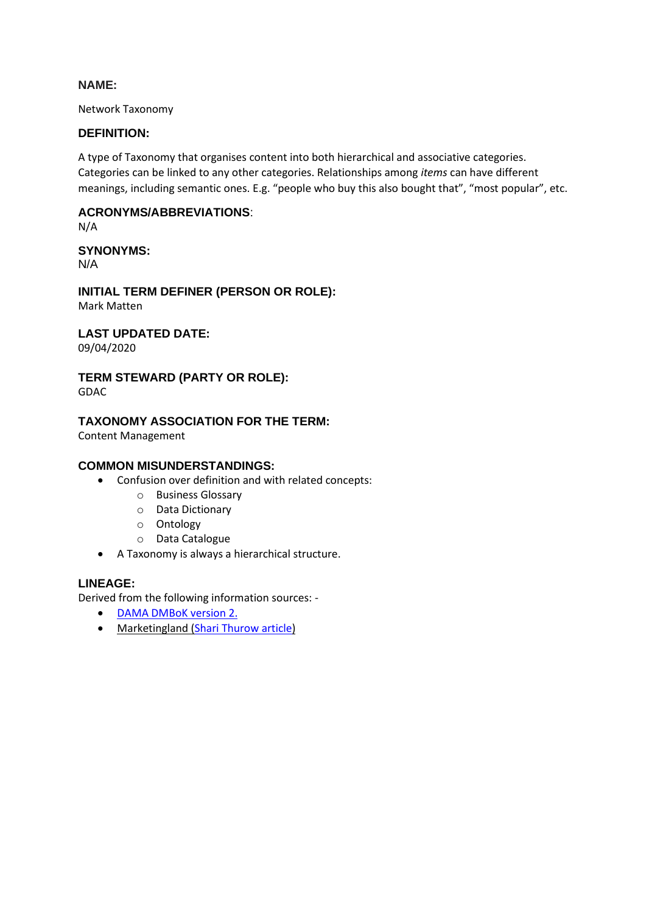**NAME:**

Network Taxonomy

**DEFINITION:**

A type of Taxonomy that organises content into both hierarchical and associative categories. Categories can be linked to any other categories. Relationships among *items* can have different meanings, including semantic ones. E.g. “people who buy this also bought that”, “most popular”, etc.

**ACRONYMS/ABBREVIATIONS**:
N/A

**SYNONYMS:**
N/A

**INITIAL TERM DEFINER (PERSON OR ROLE):**
Mark Matten

**LAST UPDATED DATE:**
09/04/2020

**TERM STEWARD (PARTY OR ROLE):**
GDAC

**TAXONOMY ASSOCIATION FOR THE TERM:**
Content Management

**COMMON MISUNDERSTANDINGS:**

- Confusion over definition and with related concepts:
  - Business Glossary
  - Data Dictionary
  - Ontology
  - Data Catalogue
- A Taxonomy is always a hierarchical structure.

**LINEAGE:**
Derived from the following information sources: -

- DAMA DMBoK version 2.
- Marketingland (Shari Thurow article)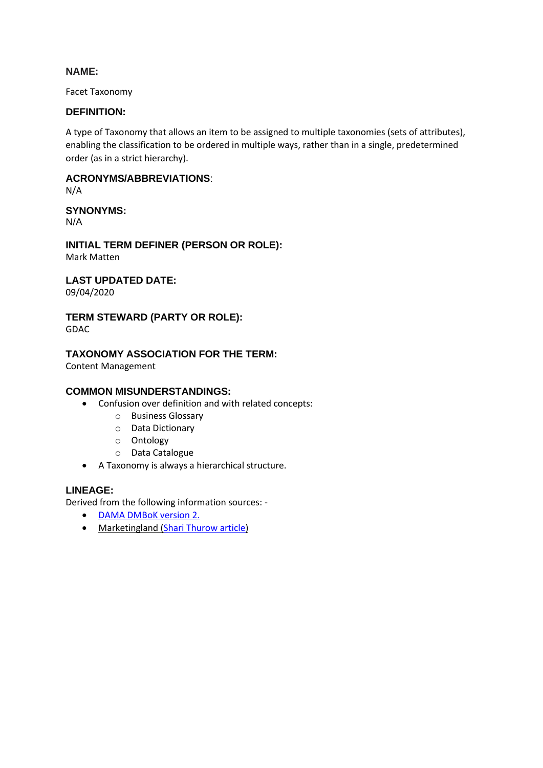**NAME:**

Facet Taxonomy

**DEFINITION:**

A type of Taxonomy that allows an item to be assigned to multiple taxonomies (sets of attributes), enabling the classification to be ordered in multiple ways, rather than in a single, predetermined order (as in a strict hierarchy).

**ACRONYMS/ABBREVIATIONS**:
N/A

**SYNONYMS:**
N/A

**INITIAL TERM DEFINER (PERSON OR ROLE):**
Mark Matten

**LAST UPDATED DATE:**
09/04/2020

**TERM STEWARD (PARTY OR ROLE):**
GDAC

**TAXONOMY ASSOCIATION FOR THE TERM:**
Content Management

**COMMON MISUNDERSTANDINGS:**

- Confusion over definition and with related concepts:
  - Business Glossary
  - Data Dictionary
  - Ontology
  - Data Catalogue
- A Taxonomy is always a hierarchical structure.

**LINEAGE:**
Derived from the following information sources: -

- DAMA DMBoK version 2.
- Marketingland (Shari Thurow article)